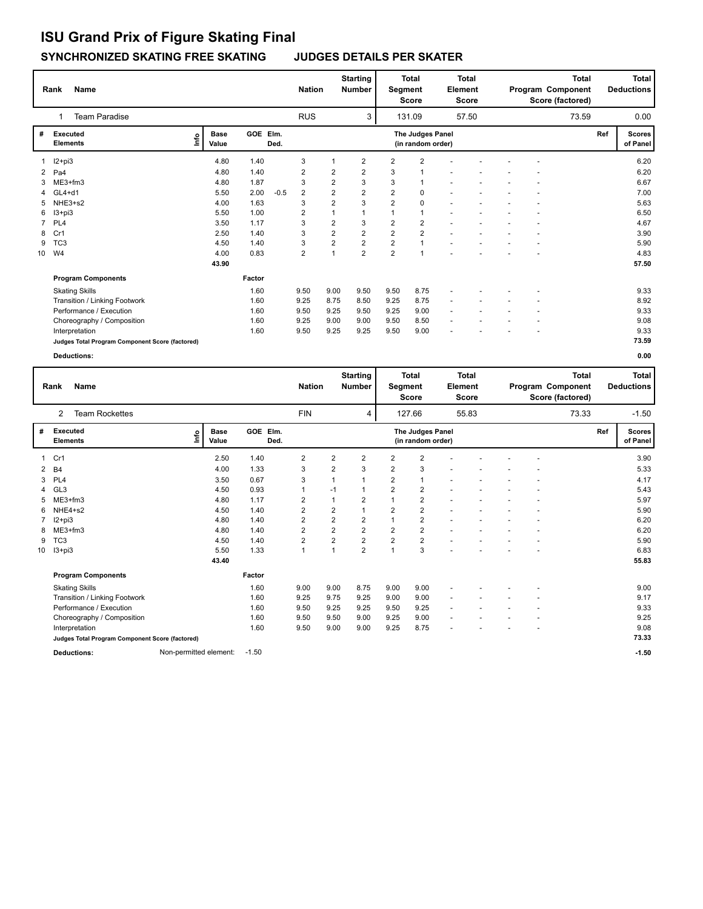# ISU Grand Prix of Figure Skating Final

## SYNCHRONIZED SKATING FREE SKATING JUDGES DETAILS PER SKATER

| Rank | Name | Nation | Starting Number | Total Segment Score | Total Element Score | Total Program Component Score (factored) | Total Deductions |
|---|---|---|---|---|---|---|---|
| 1 | Team Paradise | RUS | 3 | 131.09 | 57.50 | 73.59 | 0.00 |

| # | Executed Elements | Info | Base Value | GOE | Elm. Ded. | J1 | J2 | J3 | J4 | J5 | J6 | J7 | J8 | J9 | J10 | Ref | Scores of Panel |
|---|---|---|---|---|---|---|---|---|---|---|---|---|---|---|---|---|---|
| 1 | I2+pi3 | | 4.80 | 1.40 | | 3 | 1 | 2 | 2 | 2 | - | - | - | - | - | | 6.20 |
| 2 | Pa4 | | 4.80 | 1.40 | | 2 | 2 | 2 | 3 | 1 | - | - | - | - | - | | 6.20 |
| 3 | ME3+fm3 | | 4.80 | 1.87 | | 3 | 2 | 3 | 3 | 1 | - | - | - | - | - | | 6.67 |
| 4 | GL4+d1 | | 5.50 | 2.00 | -0.5 | 2 | 2 | 2 | 2 | 0 | - | - | - | - | - | | 7.00 |
| 5 | NHE3+s2 | | 4.00 | 1.63 | | 3 | 2 | 3 | 2 | 0 | - | - | - | - | - | | 5.63 |
| 6 | I3+pi3 | | 5.50 | 1.00 | | 2 | 1 | 1 | 1 | 1 | - | - | - | - | - | | 6.50 |
| 7 | PL4 | | 3.50 | 1.17 | | 3 | 2 | 3 | 2 | 2 | - | - | - | - | - | | 4.67 |
| 8 | Cr1 | | 2.50 | 1.40 | | 3 | 2 | 2 | 2 | 2 | - | - | - | - | - | | 3.90 |
| 9 | TC3 | | 4.50 | 1.40 | | 3 | 2 | 2 | 2 | 1 | - | - | - | - | - | | 5.90 |
| 10 | W4 | | 4.00 | 0.83 | | 2 | 1 | 2 | 2 | 1 | - | - | - | - | - | | 4.83 |
| | | | 43.90 | | | | | | | | | | | | | | 57.50 |
| | **Program Components** | | | Factor | | | | | | | | | | | | | |
| | Skating Skills | | | 1.60 | | 9.50 | 9.00 | 9.50 | 9.50 | 8.75 | - | - | - | - | - | | 9.33 |
| | Transition / Linking Footwork | | | 1.60 | | 9.25 | 8.75 | 8.50 | 9.25 | 8.75 | - | - | - | - | - | | 8.92 |
| | Performance / Execution | | | 1.60 | | 9.50 | 9.25 | 9.50 | 9.25 | 9.00 | - | - | - | - | - | | 9.33 |
| | Choreography / Composition | | | 1.60 | | 9.25 | 9.00 | 9.00 | 9.50 | 8.50 | - | - | - | - | - | | 9.08 |
| | Interpretation | | | 1.60 | | 9.50 | 9.25 | 9.25 | 9.50 | 9.00 | - | - | - | - | - | | 9.33 |
| | **Judges Total Program Component Score (factored)** | | | | | | | | | | | | | | | | 73.59 |
| | **Deductions:** | | | | | | | | | | | | | | | | 0.00 |

| Rank | Name | Nation | Starting Number | Total Segment Score | Total Element Score | Total Program Component Score (factored) | Total Deductions |
|---|---|---|---|---|---|---|---|
| 2 | Team Rockettes | FIN | 4 | 127.66 | 55.83 | 73.33 | -1.50 |

| # | Executed Elements | Info | Base Value | GOE | Elm. Ded. | J1 | J2 | J3 | J4 | J5 | J6 | J7 | J8 | J9 | J10 | Ref | Scores of Panel |
|---|---|---|---|---|---|---|---|---|---|---|---|---|---|---|---|---|---|
| 1 | Cr1 | | 2.50 | 1.40 | | 2 | 2 | 2 | 2 | 2 | - | - | - | - | - | | 3.90 |
| 2 | B4 | | 4.00 | 1.33 | | 3 | 2 | 3 | 2 | 3 | - | - | - | - | - | | 5.33 |
| 3 | PL4 | | 3.50 | 0.67 | | 3 | 1 | 1 | 2 | 1 | - | - | - | - | - | | 4.17 |
| 4 | GL3 | | 4.50 | 0.93 | | 1 | -1 | 1 | 2 | 2 | - | - | - | - | - | | 5.43 |
| 5 | ME3+fm3 | | 4.80 | 1.17 | | 2 | 1 | 2 | 1 | 2 | - | - | - | - | - | | 5.97 |
| 6 | NHE4+s2 | | 4.50 | 1.40 | | 2 | 2 | 1 | 2 | 2 | - | - | - | - | - | | 5.90 |
| 7 | I2+pi3 | | 4.80 | 1.40 | | 2 | 2 | 2 | 1 | 2 | - | - | - | - | - | | 6.20 |
| 8 | ME3+fm3 | | 4.80 | 1.40 | | 2 | 2 | 2 | 2 | 2 | - | - | - | - | - | | 6.20 |
| 9 | TC3 | | 4.50 | 1.40 | | 2 | 2 | 2 | 2 | 2 | - | - | - | - | - | | 5.90 |
| 10 | I3+pi3 | | 5.50 | 1.33 | | 1 | 1 | 2 | 1 | 3 | - | - | - | - | - | | 6.83 |
| | | | 43.40 | | | | | | | | | | | | | | 55.83 |
| | **Program Components** | | | Factor | | | | | | | | | | | | | |
| | Skating Skills | | | 1.60 | | 9.00 | 9.00 | 8.75 | 9.00 | 9.00 | - | - | - | - | - | | 9.00 |
| | Transition / Linking Footwork | | | 1.60 | | 9.25 | 9.75 | 9.25 | 9.00 | 9.00 | - | - | - | - | - | | 9.17 |
| | Performance / Execution | | | 1.60 | | 9.50 | 9.25 | 9.25 | 9.50 | 9.25 | - | - | - | - | - | | 9.33 |
| | Choreography / Composition | | | 1.60 | | 9.50 | 9.50 | 9.00 | 9.25 | 9.00 | - | - | - | - | - | | 9.25 |
| | Interpretation | | | 1.60 | | 9.50 | 9.00 | 9.00 | 9.25 | 8.75 | - | - | - | - | - | | 9.08 |
| | **Judges Total Program Component Score (factored)** | | | | | | | | | | | | | | | | 73.33 |
| | **Deductions:** | Non-permitted element: | | -1.50 | | | | | | | | | | | | | -1.50 |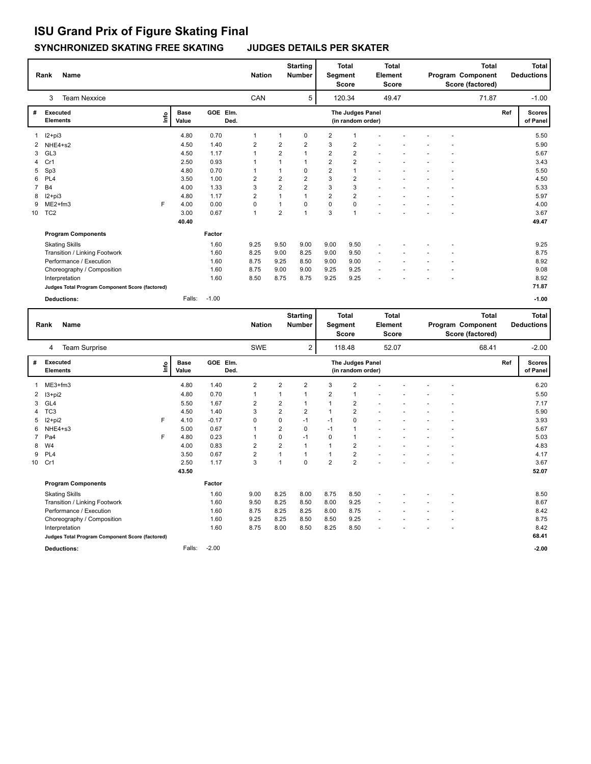# ISU Grand Prix of Figure Skating Final

## SYNCHRONIZED SKATING FREE SKATING JUDGES DETAILS PER SKATER

| Rank | Name | Nation | Starting Number | Total Segment Score | Total Element Score | Total Program Component Score (factored) | Total Deductions |
|---|---|---|---|---|---|---|---|
| 3 | Team Nexxice | CAN | 5 | 120.34 | 49.47 | 71.87 | -1.00 |

| # | Executed Elements | Info | Base Value | GOE | Elm. Ded. | J1 | J2 | J3 | J4 | J5 | J6 | J7 | J8 | J9 | J10 | Ref | Scores of Panel |
|---|---|---|---|---|---|---|---|---|---|---|---|---|---|---|---|---|---|
| 1 | I2+pi3 | | 4.80 | 0.70 | | 1 | 1 | 0 | 2 | 1 | - | - | - | - | - | | 5.50 |
| 2 | NHE4+s2 | | 4.50 | 1.40 | | 2 | 2 | 2 | 3 | 2 | - | - | - | - | - | | 5.90 |
| 3 | GL3 | | 4.50 | 1.17 | | 1 | 2 | 1 | 2 | 2 | - | - | - | - | - | | 5.67 |
| 4 | Cr1 | | 2.50 | 0.93 | | 1 | 1 | 1 | 2 | 2 | - | - | - | - | - | | 3.43 |
| 5 | Sp3 | | 4.80 | 0.70 | | 1 | 1 | 0 | 2 | 1 | - | - | - | - | - | | 5.50 |
| 6 | PL4 | | 3.50 | 1.00 | | 2 | 2 | 2 | 3 | 2 | - | - | - | - | - | | 4.50 |
| 7 | B4 | | 4.00 | 1.33 | | 3 | 2 | 2 | 3 | 3 | - | - | - | - | - | | 5.33 |
| 8 | I2+pi3 | | 4.80 | 1.17 | | 2 | 1 | 1 | 2 | 2 | - | - | - | - | - | | 5.97 |
| 9 | ME2+fm3 | F | 4.00 | 0.00 | | 0 | 1 | 0 | 0 | 0 | - | - | - | - | - | | 4.00 |
| 10 | TC2 | | 3.00 | 0.67 | | 1 | 2 | 1 | 3 | 1 | - | - | - | - | - | | 3.67 |
| | | | 40.40 | | | | | | | | | | | | | | 49.47 |

| Program Components | Factor | J1 | J2 | J3 | J4 | J5 | J6 | J7 | J8 | J9 | J10 | Scores of Panel |
|---|---|---|---|---|---|---|---|---|---|---|---|---|
| Skating Skills | 1.60 | 9.25 | 9.50 | 9.00 | 9.00 | 9.50 | - | - | - | - | - | 9.25 |
| Transition / Linking Footwork | 1.60 | 8.25 | 9.00 | 8.25 | 9.00 | 9.50 | - | - | - | - | - | 8.75 |
| Performance / Execution | 1.60 | 8.75 | 9.25 | 8.50 | 9.00 | 9.00 | - | - | - | - | - | 8.92 |
| Choreography / Composition | 1.60 | 8.75 | 9.00 | 9.00 | 9.25 | 9.25 | - | - | - | - | - | 9.08 |
| Interpretation | 1.60 | 8.50 | 8.75 | 8.75 | 9.25 | 9.25 | - | - | - | - | - | 8.92 |
| Judges Total Program Component Score (factored) | | | | | | | | | | | | 71.87 |

**Deductions:** Falls: -1.00 — **-1.00**

| Rank | Name | Nation | Starting Number | Total Segment Score | Total Element Score | Total Program Component Score (factored) | Total Deductions |
|---|---|---|---|---|---|---|---|
| 4 | Team Surprise | SWE | 2 | 118.48 | 52.07 | 68.41 | -2.00 |

| # | Executed Elements | Info | Base Value | GOE | Elm. Ded. | J1 | J2 | J3 | J4 | J5 | J6 | J7 | J8 | J9 | J10 | Ref | Scores of Panel |
|---|---|---|---|---|---|---|---|---|---|---|---|---|---|---|---|---|---|
| 1 | ME3+fm3 | | 4.80 | 1.40 | | 2 | 2 | 2 | 3 | 2 | - | - | - | - | - | | 6.20 |
| 2 | I3+pi2 | | 4.80 | 0.70 | | 1 | 1 | 1 | 2 | 1 | - | - | - | - | - | | 5.50 |
| 3 | GL4 | | 5.50 | 1.67 | | 2 | 2 | 1 | 1 | 2 | - | - | - | - | - | | 7.17 |
| 4 | TC3 | | 4.50 | 1.40 | | 3 | 2 | 2 | 1 | 2 | - | - | - | - | - | | 5.90 |
| 5 | I2+pi2 | F | 4.10 | -0.17 | | 0 | 0 | -1 | -1 | 0 | - | - | - | - | - | | 3.93 |
| 6 | NHE4+s3 | | 5.00 | 0.67 | | 1 | 2 | 0 | -1 | 1 | - | - | - | - | - | | 5.67 |
| 7 | Pa4 | F | 4.80 | 0.23 | | 1 | 0 | -1 | 0 | 1 | - | - | - | - | - | | 5.03 |
| 8 | W4 | | 4.00 | 0.83 | | 2 | 2 | 1 | 1 | 2 | - | - | - | - | - | | 4.83 |
| 9 | PL4 | | 3.50 | 0.67 | | 2 | 1 | 1 | 1 | 2 | - | - | - | - | - | | 4.17 |
| 10 | Cr1 | | 2.50 | 1.17 | | 3 | 1 | 0 | 2 | 2 | - | - | - | - | - | | 3.67 |
| | | | 43.50 | | | | | | | | | | | | | | 52.07 |

| Program Components | Factor | J1 | J2 | J3 | J4 | J5 | J6 | J7 | J8 | J9 | J10 | Scores of Panel |
|---|---|---|---|---|---|---|---|---|---|---|---|---|
| Skating Skills | 1.60 | 9.00 | 8.25 | 8.00 | 8.75 | 8.50 | - | - | - | - | - | 8.50 |
| Transition / Linking Footwork | 1.60 | 9.50 | 8.25 | 8.50 | 8.00 | 9.25 | - | - | - | - | - | 8.67 |
| Performance / Execution | 1.60 | 8.75 | 8.25 | 8.25 | 8.00 | 8.75 | - | - | - | - | - | 8.42 |
| Choreography / Composition | 1.60 | 9.25 | 8.25 | 8.50 | 8.50 | 9.25 | - | - | - | - | - | 8.75 |
| Interpretation | 1.60 | 8.75 | 8.00 | 8.50 | 8.25 | 8.50 | - | - | - | - | - | 8.42 |
| Judges Total Program Component Score (factored) | | | | | | | | | | | | 68.41 |

**Deductions:** Falls: -2.00 — **-2.00**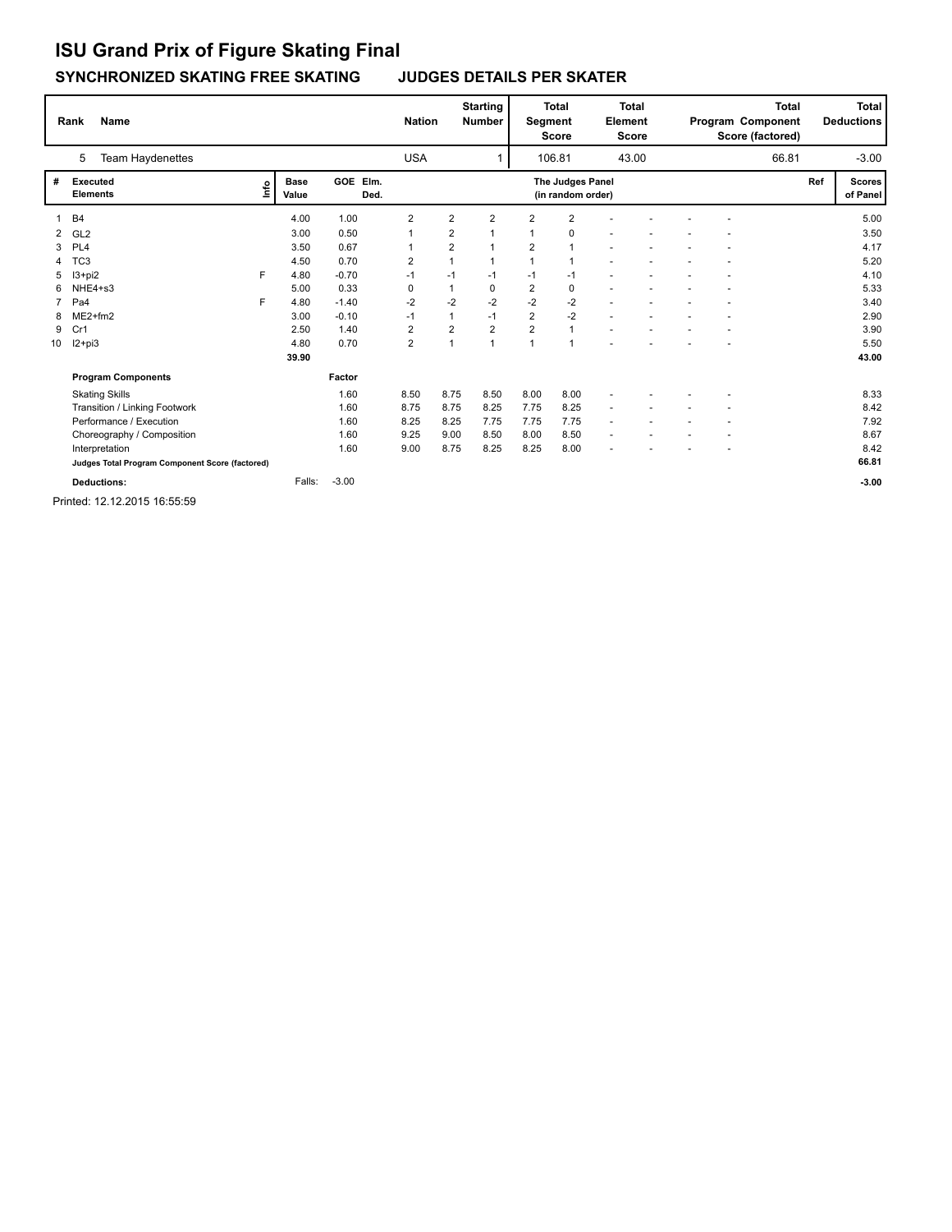# ISU Grand Prix of Figure Skating Final

## SYNCHRONIZED SKATING FREE SKATING    JUDGES DETAILS PER SKATER

| Rank | Name | Nation | Starting Number | Total Segment Score | Total Element Score | Total Program Component Score (factored) | Total Deductions |
|---|---|---|---|---|---|---|---|
| 5 | Team Haydenettes | USA | 1 | 106.81 | 43.00 | 66.81 | -3.00 |

| # | Executed Elements | Info | Base Value | GOE | Elm. Ded. | J1 | J2 | J3 | J4 | J5 | J6 | J7 | J8 | J9 | J10 | Ref | Scores of Panel |
|---|---|---|---|---|---|---|---|---|---|---|---|---|---|---|---|---|---|
| 1 | B4 | | 4.00 | 1.00 | | 2 | 2 | 2 | 2 | 2 | - | - | - | - | | | 5.00 |
| 2 | GL2 | | 3.00 | 0.50 | | 1 | 2 | 1 | 1 | 0 | - | - | - | - | | | 3.50 |
| 3 | PL4 | | 3.50 | 0.67 | | 1 | 2 | 1 | 2 | 1 | - | - | - | - | | | 4.17 |
| 4 | TC3 | | 4.50 | 0.70 | | 2 | 1 | 1 | 1 | 1 | - | - | - | - | | | 5.20 |
| 5 | I3+pi2 | F | 4.80 | -0.70 | | -1 | -1 | -1 | -1 | -1 | - | - | - | - | | | 4.10 |
| 6 | NHE4+s3 | | 5.00 | 0.33 | | 0 | 1 | 0 | 2 | 0 | - | - | - | - | | | 5.33 |
| 7 | Pa4 | F | 4.80 | -1.40 | | -2 | -2 | -2 | -2 | -2 | - | - | - | - | | | 3.40 |
| 8 | ME2+fm2 | | 3.00 | -0.10 | | -1 | 1 | -1 | 2 | -2 | - | - | - | - | | | 2.90 |
| 9 | Cr1 | | 2.50 | 1.40 | | 2 | 2 | 2 | 2 | 1 | - | - | - | - | | | 3.90 |
| 10 | I2+pi3 | | 4.80 | 0.70 | | 2 | 1 | 1 | 1 | 1 | - | - | - | - | | | 5.50 |
| | | | 39.90 | | | | | | | | | | | | | | 43.00 |
| | **Program Components** | | | **Factor** | | | | | | | | | | | | | |
| | Skating Skills | | | 1.60 | | 8.50 | 8.75 | 8.50 | 8.00 | 8.00 | - | - | - | - | | | 8.33 |
| | Transition / Linking Footwork | | | 1.60 | | 8.75 | 8.75 | 8.25 | 7.75 | 8.25 | - | - | - | - | | | 8.42 |
| | Performance / Execution | | | 1.60 | | 8.25 | 8.25 | 7.75 | 7.75 | 7.75 | - | - | - | - | | | 7.92 |
| | Choreography / Composition | | | 1.60 | | 9.25 | 9.00 | 8.50 | 8.00 | 8.50 | - | - | - | - | | | 8.67 |
| | Interpretation | | | 1.60 | | 9.00 | 8.75 | 8.25 | 8.25 | 8.00 | - | - | - | - | | | 8.42 |
| | **Judges Total Program Component Score (factored)** | | | | | | | | | | | | | | | | 66.81 |
| | **Deductions:** | | Falls: | -3.00 | | | | | | | | | | | | | -3.00 |

Printed: 12.12.2015 16:55:59